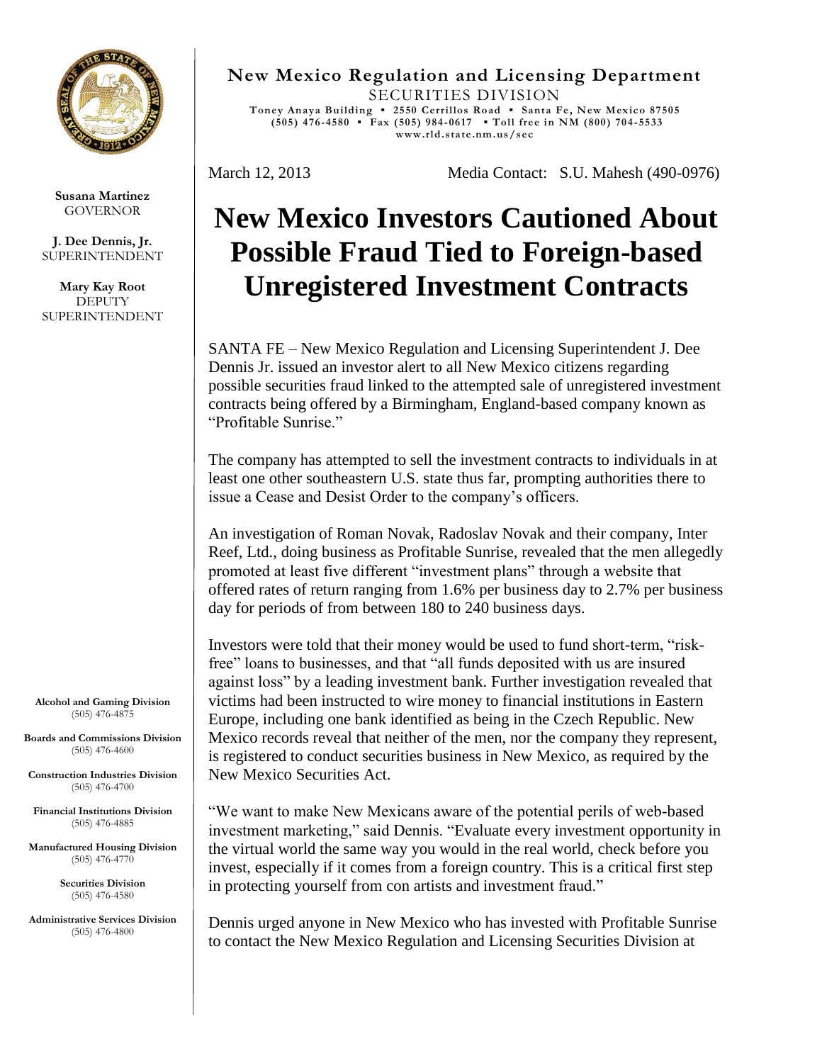**New Mexico Regulation and Licensing Department**

SECURITIES DIVISION

Toney Anaya Building ▪ 2550 Cerrillos Road ▪ Santa Fe, New Mexico 87505
(505) 476-4580 ▪ Fax (505) 984-0617 ▪ Toll free in NM (800) 704-5533
www.rld.state.nm.us/sec

**Susana Martinez**
GOVERNOR

**J. Dee Dennis, Jr.**
SUPERINTENDENT

**Mary Kay Root**
DEPUTY SUPERINTENDENT

March 12, 2013 Media Contact: S.U. Mahesh (490-0976)

# New Mexico Investors Cautioned About Possible Fraud Tied to Foreign-based Unregistered Investment Contracts

SANTA FE – New Mexico Regulation and Licensing Superintendent J. Dee Dennis Jr. issued an investor alert to all New Mexico citizens regarding possible securities fraud linked to the attempted sale of unregistered investment contracts being offered by a Birmingham, England-based company known as "Profitable Sunrise."

The company has attempted to sell the investment contracts to individuals in at least one other southeastern U.S. state thus far, prompting authorities there to issue a Cease and Desist Order to the company's officers.

An investigation of Roman Novak, Radoslav Novak and their company, Inter Reef, Ltd., doing business as Profitable Sunrise, revealed that the men allegedly promoted at least five different "investment plans" through a website that offered rates of return ranging from 1.6% per business day to 2.7% per business day for periods of from between 180 to 240 business days.

Investors were told that their money would be used to fund short-term, "risk-free" loans to businesses, and that "all funds deposited with us are insured against loss" by a leading investment bank. Further investigation revealed that victims had been instructed to wire money to financial institutions in Eastern Europe, including one bank identified as being in the Czech Republic. New Mexico records reveal that neither of the men, nor the company they represent, is registered to conduct securities business in New Mexico, as required by the New Mexico Securities Act.

"We want to make New Mexicans aware of the potential perils of web-based investment marketing," said Dennis. "Evaluate every investment opportunity in the virtual world the same way you would in the real world, check before you invest, especially if it comes from a foreign country. This is a critical first step in protecting yourself from con artists and investment fraud."

Dennis urged anyone in New Mexico who has invested with Profitable Sunrise to contact the New Mexico Regulation and Licensing Securities Division at

**Alcohol and Gaming Division**
(505) 476-4875

**Boards and Commissions Division**
(505) 476-4600

**Construction Industries Division**
(505) 476-4700

**Financial Institutions Division**
(505) 476-4885

**Manufactured Housing Division**
(505) 476-4770

**Securities Division**
(505) 476-4580

**Administrative Services Division**
(505) 476-4800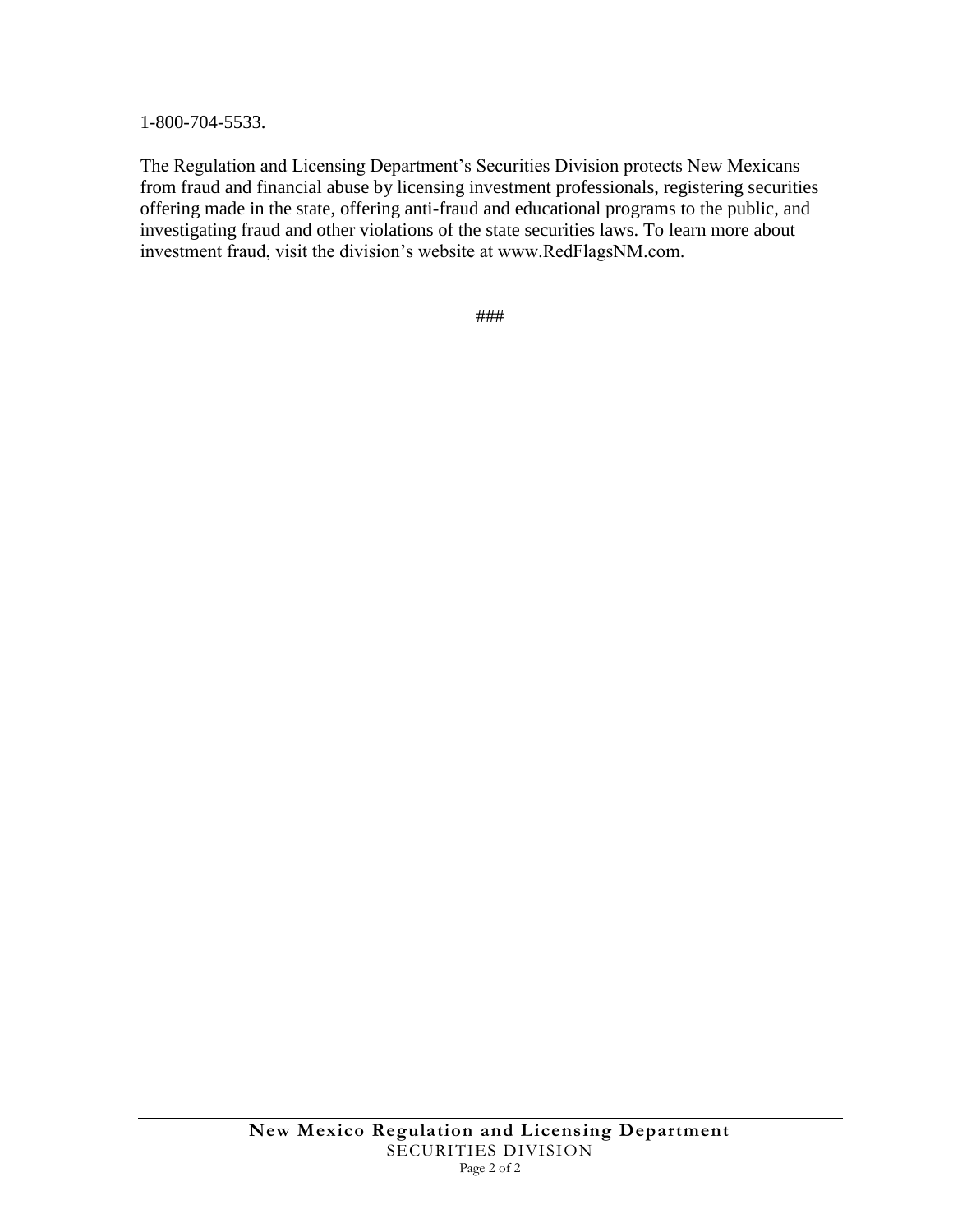1-800-704-5533.

The Regulation and Licensing Department's Securities Division protects New Mexicans from fraud and financial abuse by licensing investment professionals, registering securities offering made in the state, offering anti-fraud and educational programs to the public, and investigating fraud and other violations of the state securities laws. To learn more about investment fraud, visit the division's website at www.RedFlagsNM.com.

###